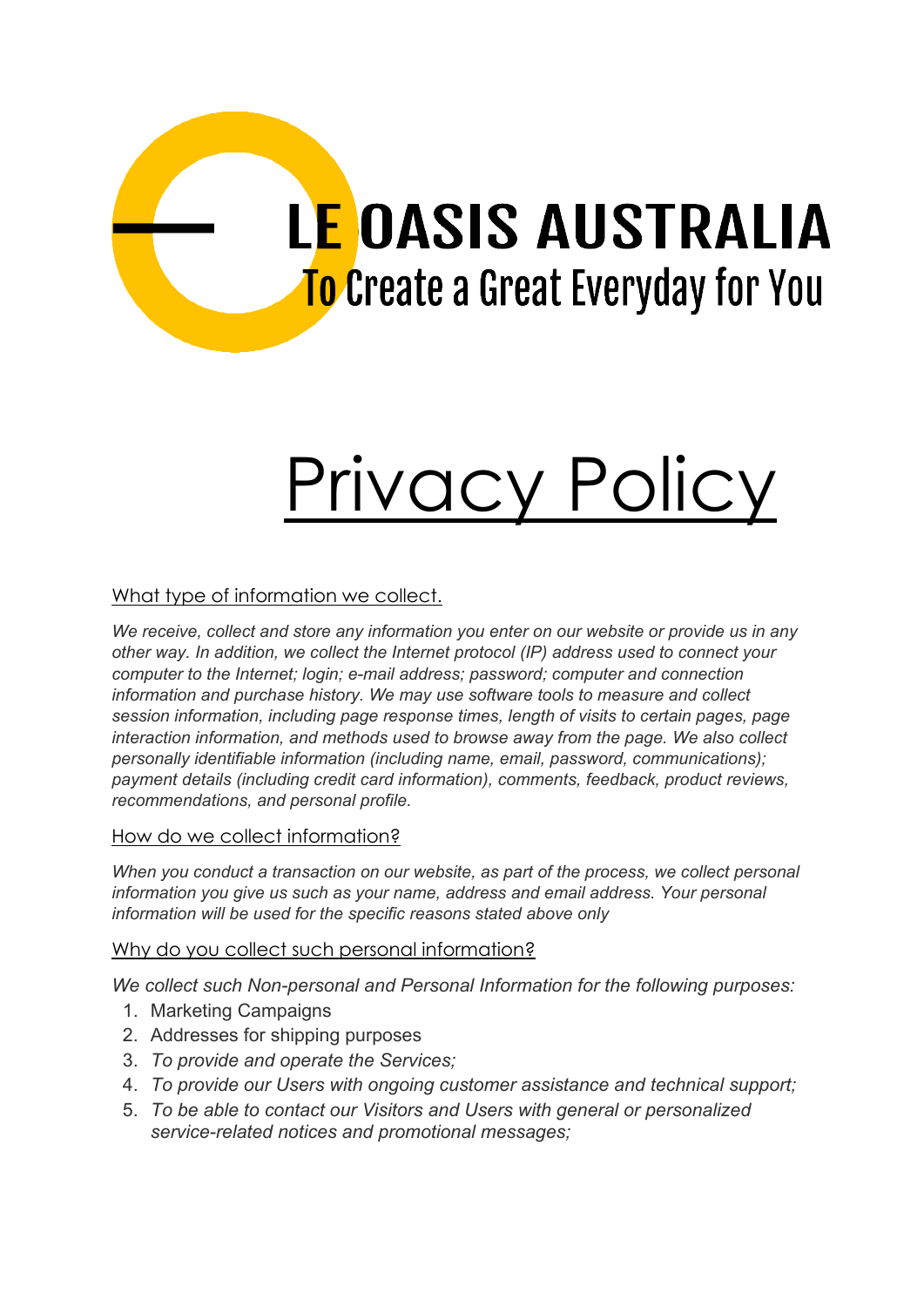# LE OASIS AUSTRALIA

To Create a Great Everyday for You

# Privacy Policy

## What type of information we collect.

*We receive, collect and store any information you enter on our website or provide us in any other way. In addition, we collect the Internet protocol (IP) address used to connect your computer to the Internet; login; e-mail address; password; computer and connection information and purchase history. We may use software tools to measure and collect session information, including page response times, length of visits to certain pages, page interaction information, and methods used to browse away from the page. We also collect personally identifiable information (including name, email, password, communications); payment details (including credit card information), comments, feedback, product reviews, recommendations, and personal profile.*

## How do we collect information?

*When you conduct a transaction on our website, as part of the process, we collect personal information you give us such as your name, address and email address. Your personal information will be used for the specific reasons stated above only*

## Why do you collect such personal information?

*We collect such Non-personal and Personal Information for the following purposes:*

1. Marketing Campaigns
2. Addresses for shipping purposes
3. *To provide and operate the Services;*
4. *To provide our Users with ongoing customer assistance and technical support;*
5. *To be able to contact our Visitors and Users with general or personalized service-related notices and promotional messages;*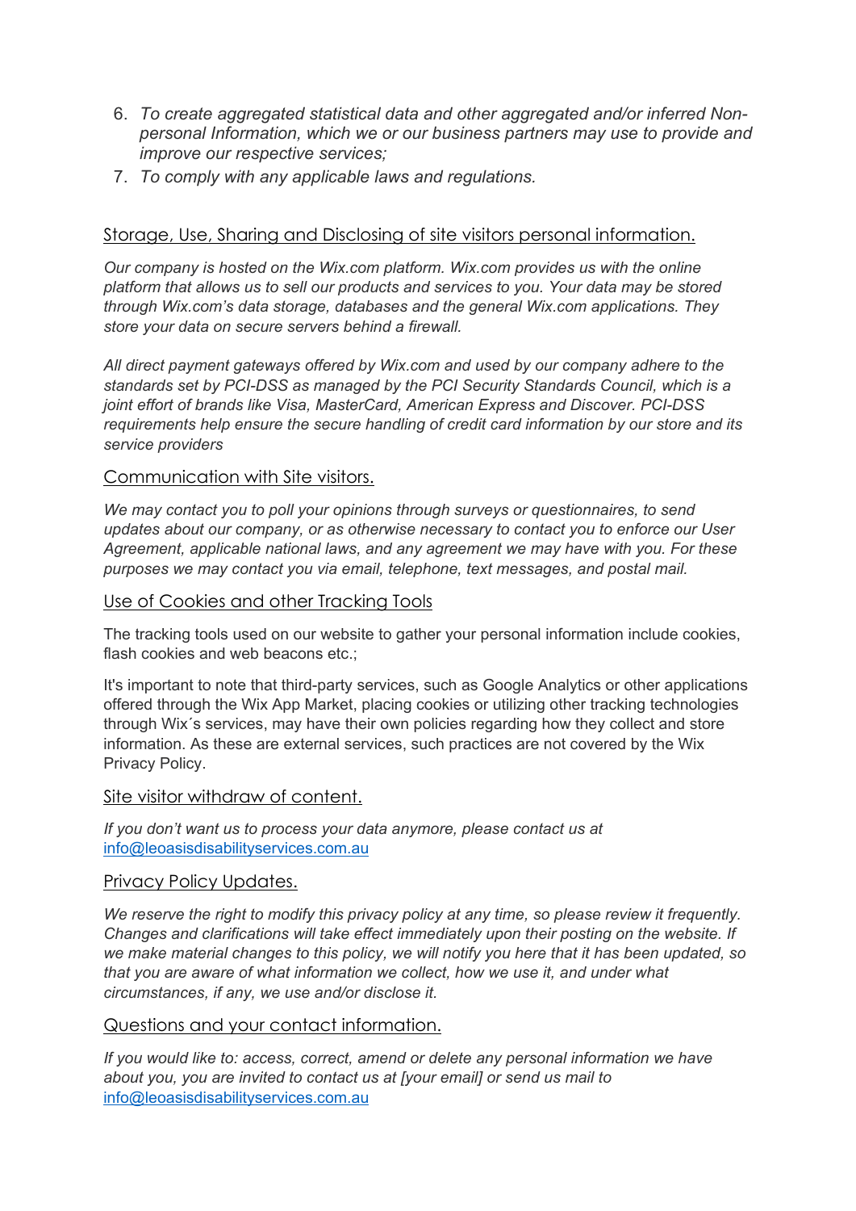6. *To create aggregated statistical data and other aggregated and/or inferred Non-personal Information, which we or our business partners may use to provide and improve our respective services;*
7. *To comply with any applicable laws and regulations.*

## Storage, Use, Sharing and Disclosing of site visitors personal information.

*Our company is hosted on the Wix.com platform. Wix.com provides us with the online platform that allows us to sell our products and services to you. Your data may be stored through Wix.com's data storage, databases and the general Wix.com applications. They store your data on secure servers behind a firewall.*

*All direct payment gateways offered by Wix.com and used by our company adhere to the standards set by PCI-DSS as managed by the PCI Security Standards Council, which is a joint effort of brands like Visa, MasterCard, American Express and Discover. PCI-DSS requirements help ensure the secure handling of credit card information by our store and its service providers*

## Communication with Site visitors.

*We may contact you to poll your opinions through surveys or questionnaires, to send updates about our company, or as otherwise necessary to contact you to enforce our User Agreement, applicable national laws, and any agreement we may have with you. For these purposes we may contact you via email, telephone, text messages, and postal mail.*

## Use of Cookies and other Tracking Tools

The tracking tools used on our website to gather your personal information include cookies, flash cookies and web beacons etc.;

It's important to note that third-party services, such as Google Analytics or other applications offered through the Wix App Market, placing cookies or utilizing other tracking technologies through Wix´s services, may have their own policies regarding how they collect and store information. As these are external services, such practices are not covered by the Wix Privacy Policy.

## Site visitor withdraw of content.

*If you don't want us to process your data anymore, please contact us at* info@leoasisdisabilityservices.com.au

## Privacy Policy Updates.

*We reserve the right to modify this privacy policy at any time, so please review it frequently. Changes and clarifications will take effect immediately upon their posting on the website. If we make material changes to this policy, we will notify you here that it has been updated, so that you are aware of what information we collect, how we use it, and under what circumstances, if any, we use and/or disclose it.*

## Questions and your contact information.

*If you would like to: access, correct, amend or delete any personal information we have about you, you are invited to contact us at [your email] or send us mail to* info@leoasisdisabilityservices.com.au